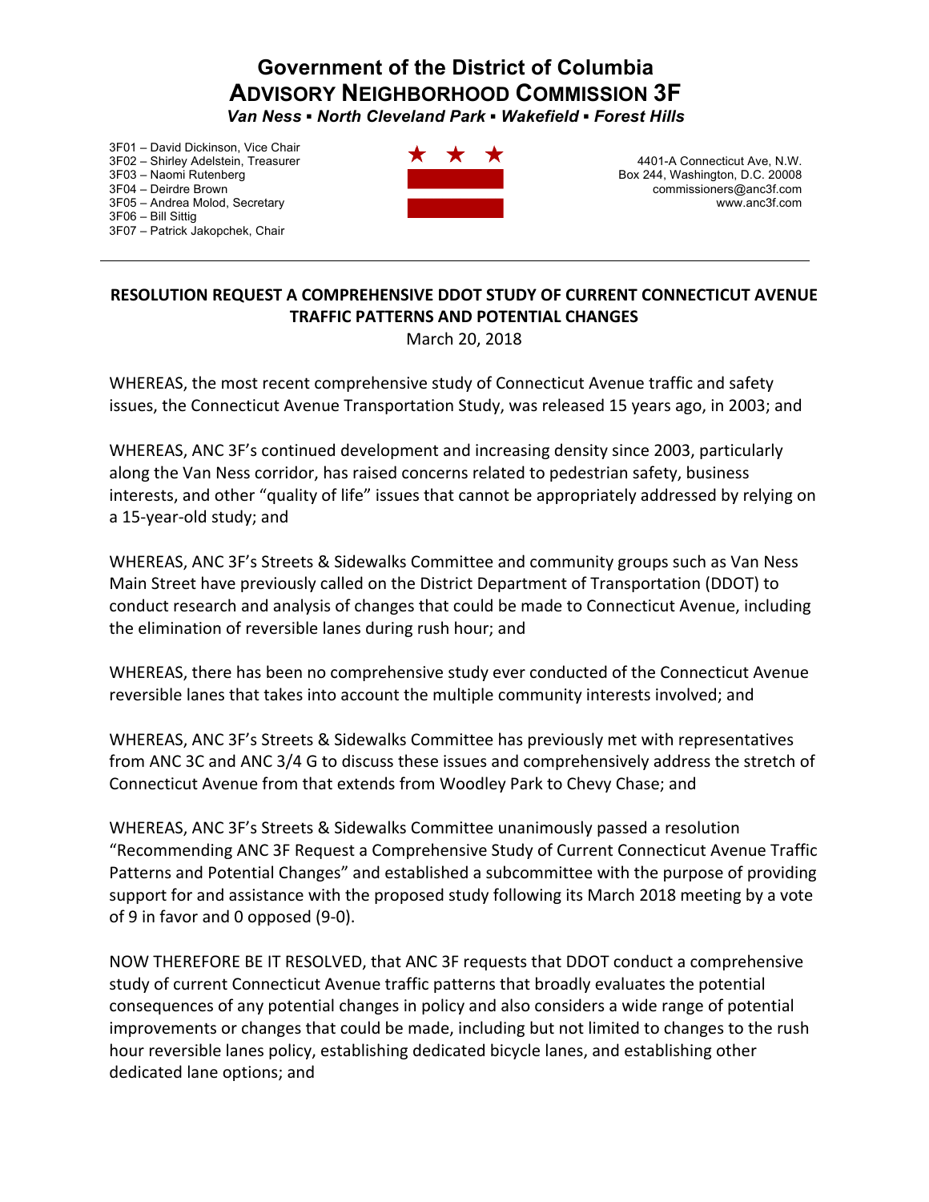# Government of the District of Columbia

## ADVISORY NEIGHBORHOOD COMMISSION 3F

***Van Ness ▪ North Cleveland Park ▪ Wakefield ▪ Forest Hills***

3F01 – David Dickinson, Vice Chair
3F02 – Shirley Adelstein, Treasurer
3F03 – Naomi Rutenberg
3F04 – Deirdre Brown
3F05 – Andrea Molod, Secretary
3F06 – Bill Sittig
3F07 – Patrick Jakopchek, Chair

4401-A Connecticut Ave, N.W.
Box 244, Washington, D.C. 20008
commissioners@anc3f.com
www.anc3f.com

---

**RESOLUTION REQUEST A COMPREHENSIVE DDOT STUDY OF CURRENT CONNECTICUT AVENUE TRAFFIC PATTERNS AND POTENTIAL CHANGES**

March 20, 2018

WHEREAS, the most recent comprehensive study of Connecticut Avenue traffic and safety issues, the Connecticut Avenue Transportation Study, was released 15 years ago, in 2003; and

WHEREAS, ANC 3F's continued development and increasing density since 2003, particularly along the Van Ness corridor, has raised concerns related to pedestrian safety, business interests, and other "quality of life" issues that cannot be appropriately addressed by relying on a 15-year-old study; and

WHEREAS, ANC 3F's Streets & Sidewalks Committee and community groups such as Van Ness Main Street have previously called on the District Department of Transportation (DDOT) to conduct research and analysis of changes that could be made to Connecticut Avenue, including the elimination of reversible lanes during rush hour; and

WHEREAS, there has been no comprehensive study ever conducted of the Connecticut Avenue reversible lanes that takes into account the multiple community interests involved; and

WHEREAS, ANC 3F's Streets & Sidewalks Committee has previously met with representatives from ANC 3C and ANC 3/4 G to discuss these issues and comprehensively address the stretch of Connecticut Avenue from that extends from Woodley Park to Chevy Chase; and

WHEREAS, ANC 3F's Streets & Sidewalks Committee unanimously passed a resolution "Recommending ANC 3F Request a Comprehensive Study of Current Connecticut Avenue Traffic Patterns and Potential Changes" and established a subcommittee with the purpose of providing support for and assistance with the proposed study following its March 2018 meeting by a vote of 9 in favor and 0 opposed (9-0).

NOW THEREFORE BE IT RESOLVED, that ANC 3F requests that DDOT conduct a comprehensive study of current Connecticut Avenue traffic patterns that broadly evaluates the potential consequences of any potential changes in policy and also considers a wide range of potential improvements or changes that could be made, including but not limited to changes to the rush hour reversible lanes policy, establishing dedicated bicycle lanes, and establishing other dedicated lane options; and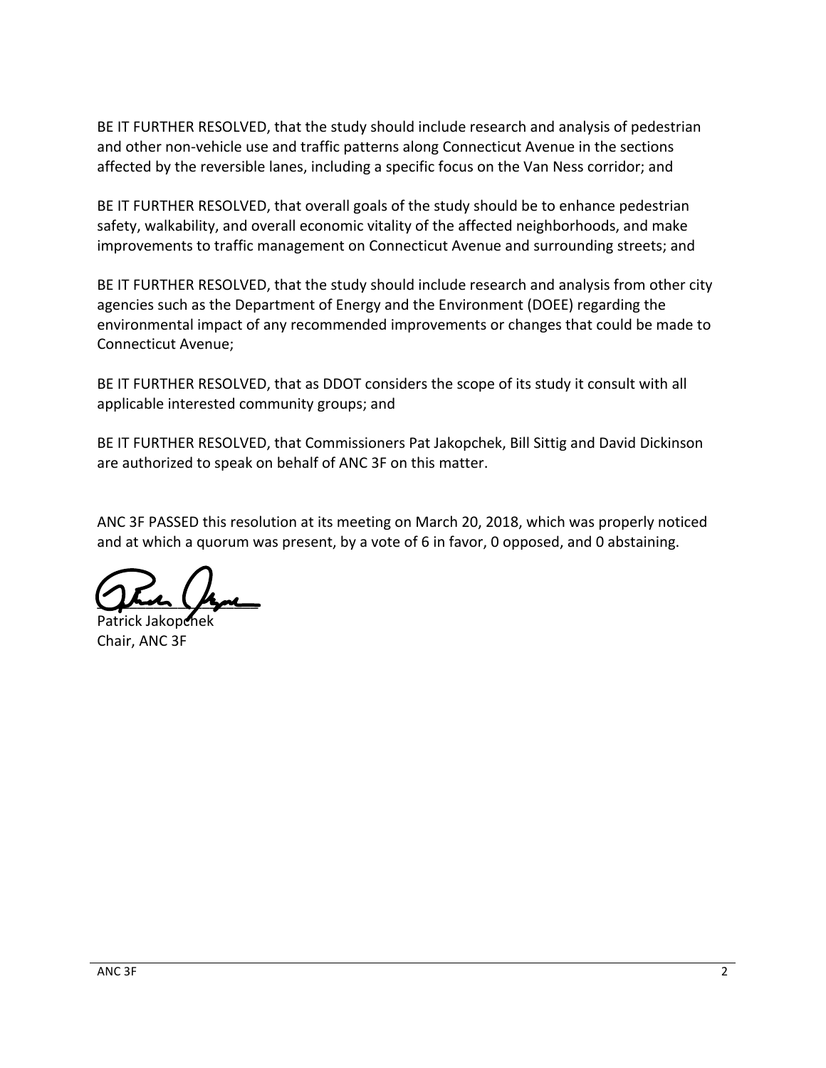BE IT FURTHER RESOLVED, that the study should include research and analysis of pedestrian and other non-vehicle use and traffic patterns along Connecticut Avenue in the sections affected by the reversible lanes, including a specific focus on the Van Ness corridor; and

BE IT FURTHER RESOLVED, that overall goals of the study should be to enhance pedestrian safety, walkability, and overall economic vitality of the affected neighborhoods, and make improvements to traffic management on Connecticut Avenue and surrounding streets; and

BE IT FURTHER RESOLVED, that the study should include research and analysis from other city agencies such as the Department of Energy and the Environment (DOEE) regarding the environmental impact of any recommended improvements or changes that could be made to Connecticut Avenue;

BE IT FURTHER RESOLVED, that as DDOT considers the scope of its study it consult with all applicable interested community groups; and

BE IT FURTHER RESOLVED, that Commissioners Pat Jakopchek, Bill Sittig and David Dickinson are authorized to speak on behalf of ANC 3F on this matter.

ANC 3F PASSED this resolution at its meeting on March 20, 2018, which was properly noticed and at which a quorum was present, by a vote of 6 in favor, 0 opposed, and 0 abstaining.

Patrick Jakopchek
Chair, ANC 3F